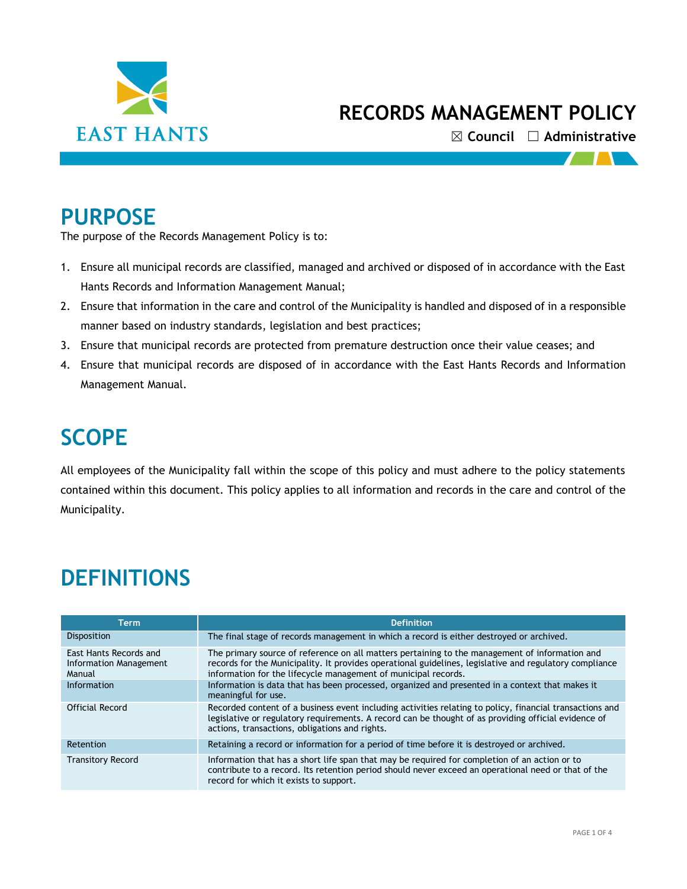EAST HANTS

# RECORDS MANAGEMENT POLICY

☒ **Council** ☐ **Administrative**

## PURPOSE

The purpose of the Records Management Policy is to:

1. Ensure all municipal records are classified, managed and archived or disposed of in accordance with the East Hants Records and Information Management Manual;
2. Ensure that information in the care and control of the Municipality is handled and disposed of in a responsible manner based on industry standards, legislation and best practices;
3. Ensure that municipal records are protected from premature destruction once their value ceases; and
4. Ensure that municipal records are disposed of in accordance with the East Hants Records and Information Management Manual.

## SCOPE

All employees of the Municipality fall within the scope of this policy and must adhere to the policy statements contained within this document. This policy applies to all information and records in the care and control of the Municipality.

## DEFINITIONS

| Term | Definition |
|---|---|
| Disposition | The final stage of records management in which a record is either destroyed or archived. |
| East Hants Records and Information Management Manual | The primary source of reference on all matters pertaining to the management of information and records for the Municipality. It provides operational guidelines, legislative and regulatory compliance information for the lifecycle management of municipal records. |
| Information | Information is data that has been processed, organized and presented in a context that makes it meaningful for use. |
| Official Record | Recorded content of a business event including activities relating to policy, financial transactions and legislative or regulatory requirements. A record can be thought of as providing official evidence of actions, transactions, obligations and rights. |
| Retention | Retaining a record or information for a period of time before it is destroyed or archived. |
| Transitory Record | Information that has a short life span that may be required for completion of an action or to contribute to a record. Its retention period should never exceed an operational need or that of the record for which it exists to support. |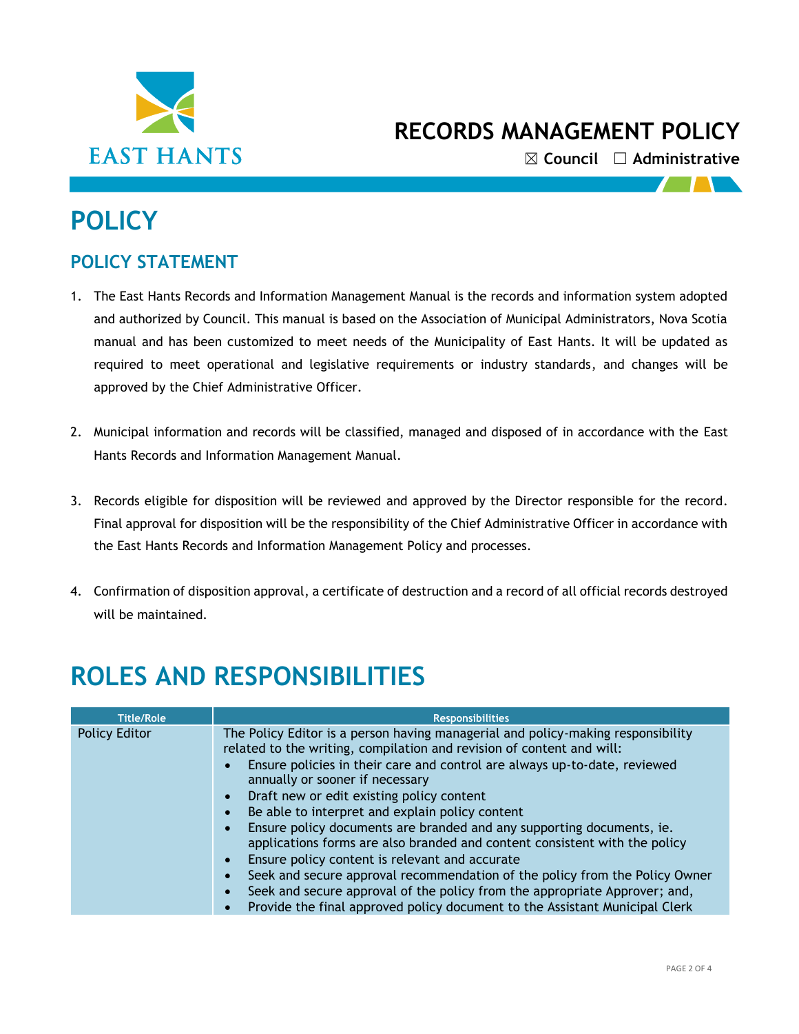# RECORDS MANAGEMENT POLICY

☒ Council ☐ Administrative

# POLICY

## POLICY STATEMENT

1. The East Hants Records and Information Management Manual is the records and information system adopted and authorized by Council. This manual is based on the Association of Municipal Administrators, Nova Scotia manual and has been customized to meet needs of the Municipality of East Hants. It will be updated as required to meet operational and legislative requirements or industry standards, and changes will be approved by the Chief Administrative Officer.

2. Municipal information and records will be classified, managed and disposed of in accordance with the East Hants Records and Information Management Manual.

3. Records eligible for disposition will be reviewed and approved by the Director responsible for the record. Final approval for disposition will be the responsibility of the Chief Administrative Officer in accordance with the East Hants Records and Information Management Policy and processes.

4. Confirmation of disposition approval, a certificate of destruction and a record of all official records destroyed will be maintained.

# ROLES AND RESPONSIBILITIES

| Title/Role | Responsibilities |
|---|---|
| Policy Editor | The Policy Editor is a person having managerial and policy-making responsibility related to the writing, compilation and revision of content and will:<br>• Ensure policies in their care and control are always up-to-date, reviewed annually or sooner if necessary<br>• Draft new or edit existing policy content<br>• Be able to interpret and explain policy content<br>• Ensure policy documents are branded and any supporting documents, ie. applications forms are also branded and content consistent with the policy<br>• Ensure policy content is relevant and accurate<br>• Seek and secure approval recommendation of the policy from the Policy Owner<br>• Seek and secure approval of the policy from the appropriate Approver; and,<br>• Provide the final approved policy document to the Assistant Municipal Clerk |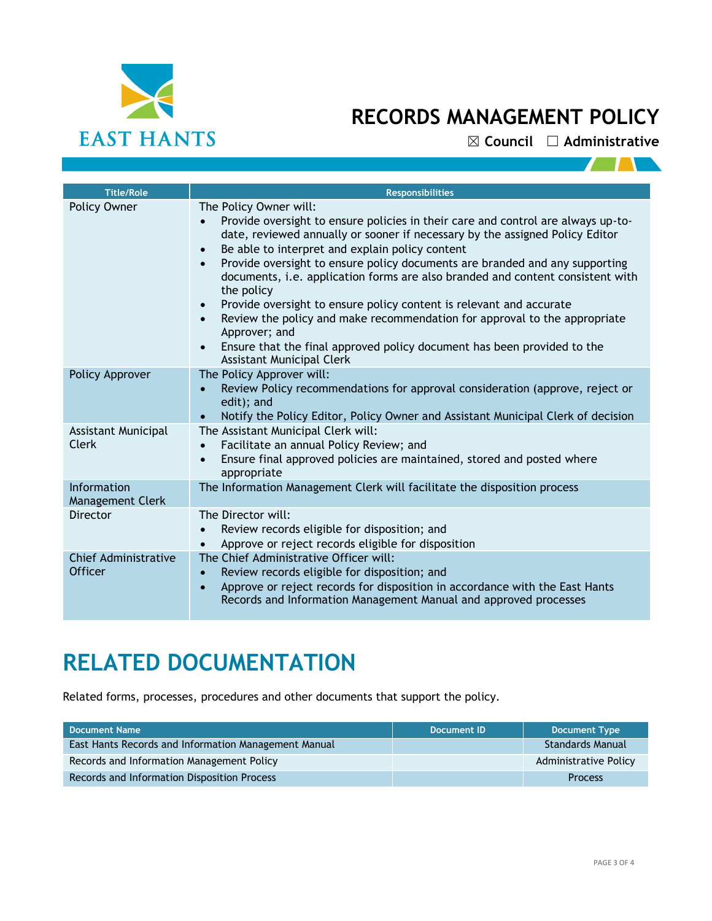# RECORDS MANAGEMENT POLICY

☒ Council ☐ Administrative

| Title/Role | Responsibilities |
|---|---|
| Policy Owner | The Policy Owner will:<br>• Provide oversight to ensure policies in their care and control are always up-to-date, reviewed annually or sooner if necessary by the assigned Policy Editor<br>• Be able to interpret and explain policy content<br>• Provide oversight to ensure policy documents are branded and any supporting documents, i.e. application forms are also branded and content consistent with the policy<br>• Provide oversight to ensure policy content is relevant and accurate<br>• Review the policy and make recommendation for approval to the appropriate Approver; and<br>• Ensure that the final approved policy document has been provided to the Assistant Municipal Clerk |
| Policy Approver | The Policy Approver will:<br>• Review Policy recommendations for approval consideration (approve, reject or edit); and<br>• Notify the Policy Editor, Policy Owner and Assistant Municipal Clerk of decision |
| Assistant Municipal Clerk | The Assistant Municipal Clerk will:<br>• Facilitate an annual Policy Review; and<br>• Ensure final approved policies are maintained, stored and posted where appropriate |
| Information Management Clerk | The Information Management Clerk will facilitate the disposition process |
| Director | The Director will:<br>• Review records eligible for disposition; and<br>• Approve or reject records eligible for disposition |
| Chief Administrative Officer | The Chief Administrative Officer will:<br>• Review records eligible for disposition; and<br>• Approve or reject records for disposition in accordance with the East Hants Records and Information Management Manual and approved processes |

## RELATED DOCUMENTATION

Related forms, processes, procedures and other documents that support the policy.

| Document Name | Document ID | Document Type |
|---|---|---|
| East Hants Records and Information Management Manual | | Standards Manual |
| Records and Information Management Policy | | Administrative Policy |
| Records and Information Disposition Process | | Process |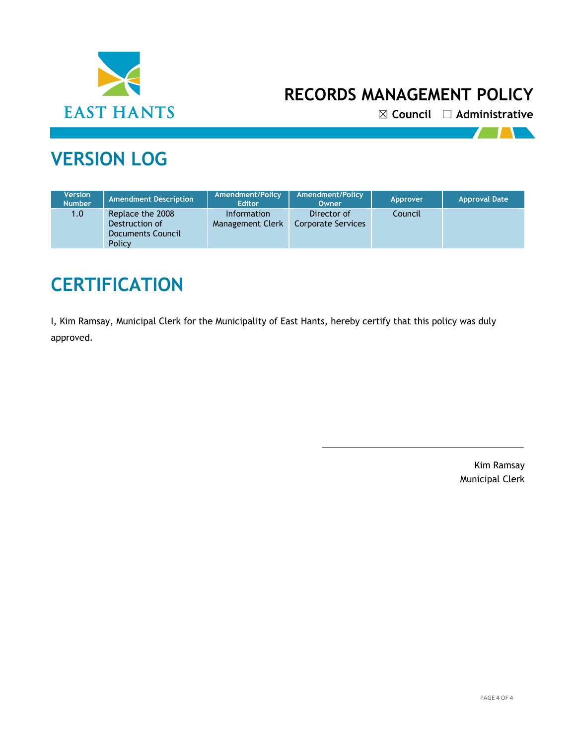# RECORDS MANAGEMENT POLICY

☒ Council ☐ Administrative

## VERSION LOG

| Version Number | Amendment Description | Amendment/Policy Editor | Amendment/Policy Owner | Approver | Approval Date |
|---|---|---|---|---|---|
| 1.0 | Replace the 2008 Destruction of Documents Council Policy | Information Management Clerk | Director of Corporate Services | Council | |

## CERTIFICATION

I, Kim Ramsay, Municipal Clerk for the Municipality of East Hants, hereby certify that this policy was duly approved.

\_\_\_\_\_\_\_\_\_\_\_\_\_\_\_\_\_\_\_\_\_\_\_\_\_\_\_\_\_\_

Kim Ramsay
Municipal Clerk